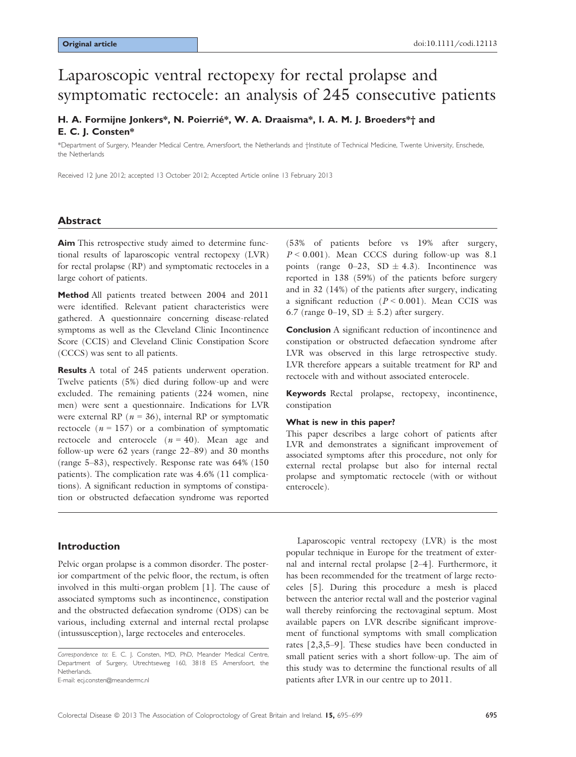Original article

doi:10.1111/codi.12113

# Laparoscopic ventral rectopexy for rectal prolapse and symptomatic rectocele: an analysis of 245 consecutive patients

**H. A. Formijne Jonkers\*, N. Poierrié\*, W. A. Draaisma\*, I. A. M. J. Broeders\*† and E. C. J. Consten\***

\*Department of Surgery, Meander Medical Centre, Amersfoort, the Netherlands and †Institute of Technical Medicine, Twente University, Enschede, the Netherlands

Received 12 June 2012; accepted 13 October 2012; Accepted Article online 13 February 2013

## Abstract

**Aim** This retrospective study aimed to determine functional results of laparoscopic ventral rectopexy (LVR) for rectal prolapse (RP) and symptomatic rectoceles in a large cohort of patients.

**Method** All patients treated between 2004 and 2011 were identified. Relevant patient characteristics were gathered. A questionnaire concerning disease-related symptoms as well as the Cleveland Clinic Incontinence Score (CCIS) and Cleveland Clinic Constipation Score (CCCS) was sent to all patients.

**Results** A total of 245 patients underwent operation. Twelve patients (5%) died during follow-up and were excluded. The remaining patients (224 women, nine men) were sent a questionnaire. Indications for LVR were external RP ($n = 36$), internal RP or symptomatic rectocele ($n = 157$) or a combination of symptomatic rectocele and enterocele ($n = 40$). Mean age and follow-up were 62 years (range 22–89) and 30 months (range 5–83), respectively. Response rate was 64% (150 patients). The complication rate was 4.6% (11 complications). A significant reduction in symptoms of constipation or obstructed defaecation syndrome was reported (53% of patients before vs 19% after surgery, $P < 0.001$). Mean CCCS during follow-up was 8.1 points (range 0–23, SD $\pm$ 4.3). Incontinence was reported in 138 (59%) of the patients before surgery and in 32 (14%) of the patients after surgery, indicating a significant reduction ($P < 0.001$). Mean CCIS was 6.7 (range 0–19, SD $\pm$ 5.2) after surgery.

**Conclusion** A significant reduction of incontinence and constipation or obstructed defaecation syndrome after LVR was observed in this large retrospective study. LVR therefore appears a suitable treatment for RP and rectocele with and without associated enterocele.

**Keywords** Rectal prolapse, rectopexy, incontinence, constipation

#### What is new in this paper?

This paper describes a large cohort of patients after LVR and demonstrates a significant improvement of associated symptoms after this procedure, not only for external rectal prolapse but also for internal rectal prolapse and symptomatic rectocele (with or without enterocele).

## Introduction

Pelvic organ prolapse is a common disorder. The posterior compartment of the pelvic floor, the rectum, is often involved in this multi-organ problem [1]. The cause of associated symptoms such as incontinence, constipation and the obstructed defaecation syndrome (ODS) can be various, including external and internal rectal prolapse (intussusception), large rectoceles and enteroceles.

Laparoscopic ventral rectopexy (LVR) is the most popular technique in Europe for the treatment of external and internal rectal prolapse [2–4]. Furthermore, it has been recommended for the treatment of large rectoceles [5]. During this procedure a mesh is placed between the anterior rectal wall and the posterior vaginal wall thereby reinforcing the rectovaginal septum. Most available papers on LVR describe significant improvement of functional symptoms with small complication rates [2,3,5–9]. These studies have been conducted in small patient series with a short follow-up. The aim of this study was to determine the functional results of all patients after LVR in our centre up to 2011.

*Correspondence to*: E. C. J. Consten, MD, PhD, Meander Medical Centre, Department of Surgery, Utrechtseweg 160, 3818 ES Amersfoort, the Netherlands.
E-mail: ecj.consten@meandermc.nl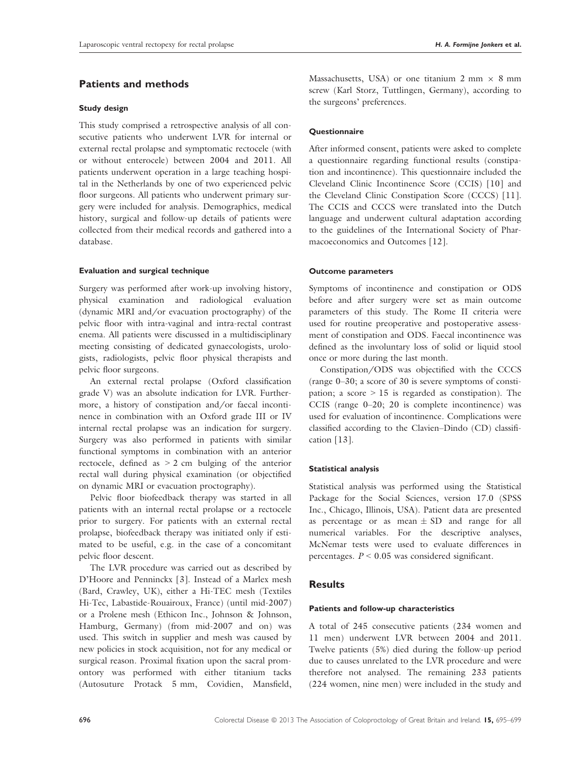## Patients and methods

### Study design

This study comprised a retrospective analysis of all consecutive patients who underwent LVR for internal or external rectal prolapse and symptomatic rectocele (with or without enterocele) between 2004 and 2011. All patients underwent operation in a large teaching hospital in the Netherlands by one of two experienced pelvic floor surgeons. All patients who underwent primary surgery were included for analysis. Demographics, medical history, surgical and follow-up details of patients were collected from their medical records and gathered into a database.

### Evaluation and surgical technique

Surgery was performed after work-up involving history, physical examination and radiological evaluation (dynamic MRI and/or evacuation proctography) of the pelvic floor with intra-vaginal and intra-rectal contrast enema. All patients were discussed in a multidisciplinary meeting consisting of dedicated gynaecologists, urologists, radiologists, pelvic floor physical therapists and pelvic floor surgeons.

An external rectal prolapse (Oxford classification grade V) was an absolute indication for LVR. Furthermore, a history of constipation and/or faecal incontinence in combination with an Oxford grade III or IV internal rectal prolapse was an indication for surgery. Surgery was also performed in patients with similar functional symptoms in combination with an anterior rectocele, defined as > 2 cm bulging of the anterior rectal wall during physical examination (or objectified on dynamic MRI or evacuation proctography).

Pelvic floor biofeedback therapy was started in all patients with an internal rectal prolapse or a rectocele prior to surgery. For patients with an external rectal prolapse, biofeedback therapy was initiated only if estimated to be useful, e.g. in the case of a concomitant pelvic floor descent.

The LVR procedure was carried out as described by D'Hoore and Penninckx [3]. Instead of a Marlex mesh (Bard, Crawley, UK), either a Hi-TEC mesh (Textiles Hi-Tec, Labastide-Rouairoux, France) (until mid-2007) or a Prolene mesh (Ethicon Inc., Johnson & Johnson, Hamburg, Germany) (from mid-2007 and on) was used. This switch in supplier and mesh was caused by new policies in stock acquisition, not for any medical or surgical reason. Proximal fixation upon the sacral promontory was performed with either titanium tacks (Autosuture Protack 5 mm, Covidien, Mansfield, Massachusetts, USA) or one titanium 2 mm × 8 mm screw (Karl Storz, Tuttlingen, Germany), according to the surgeons' preferences.

### Questionnaire

After informed consent, patients were asked to complete a questionnaire regarding functional results (constipation and incontinence). This questionnaire included the Cleveland Clinic Incontinence Score (CCIS) [10] and the Cleveland Clinic Constipation Score (CCCS) [11]. The CCIS and CCCS were translated into the Dutch language and underwent cultural adaptation according to the guidelines of the International Society of Pharmacoeconomics and Outcomes [12].

### Outcome parameters

Symptoms of incontinence and constipation or ODS before and after surgery were set as main outcome parameters of this study. The Rome II criteria were used for routine preoperative and postoperative assessment of constipation and ODS. Faecal incontinence was defined as the involuntary loss of solid or liquid stool once or more during the last month.

Constipation/ODS was objectified with the CCCS (range 0–30; a score of 30 is severe symptoms of constipation; a score > 15 is regarded as constipation). The CCIS (range 0–20; 20 is complete incontinence) was used for evaluation of incontinence. Complications were classified according to the Clavien–Dindo (CD) classification [13].

### Statistical analysis

Statistical analysis was performed using the Statistical Package for the Social Sciences, version 17.0 (SPSS Inc., Chicago, Illinois, USA). Patient data are presented as percentage or as mean ± SD and range for all numerical variables. For the descriptive analyses, McNemar tests were used to evaluate differences in percentages. $P < 0.05$ was considered significant.

## Results

### Patients and follow-up characteristics

A total of 245 consecutive patients (234 women and 11 men) underwent LVR between 2004 and 2011. Twelve patients (5%) died during the follow-up period due to causes unrelated to the LVR procedure and were therefore not analysed. The remaining 233 patients (224 women, nine men) were included in the study and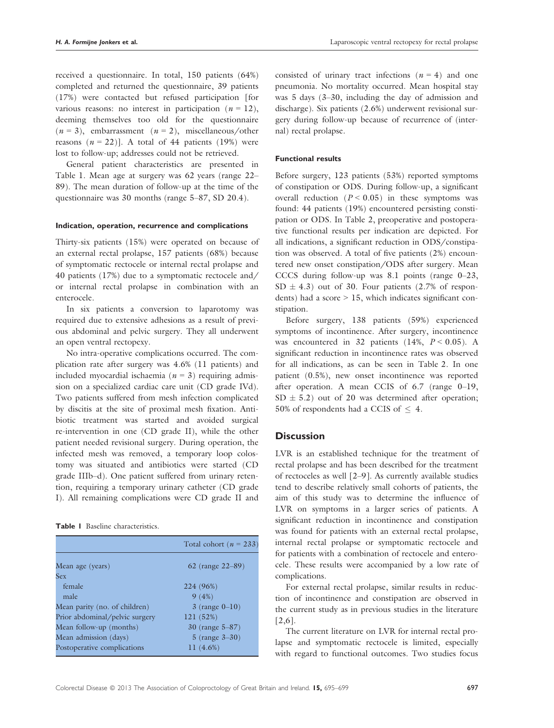received a questionnaire. In total, 150 patients (64%) completed and returned the questionnaire, 39 patients (17%) were contacted but refused participation [for various reasons: no interest in participation ($n = 12$), deeming themselves too old for the questionnaire ($n = 3$), embarrassment ($n = 2$), miscellaneous/other reasons ($n = 22$)]. A total of 44 patients (19%) were lost to follow-up; addresses could not be retrieved.

General patient characteristics are presented in Table 1. Mean age at surgery was 62 years (range 22–89). The mean duration of follow-up at the time of the questionnaire was 30 months (range 5–87, SD 20.4).

#### Indication, operation, recurrence and complications

Thirty-six patients (15%) were operated on because of an external rectal prolapse, 157 patients (68%) because of symptomatic rectocele or internal rectal prolapse and 40 patients (17%) due to a symptomatic rectocele and/or internal rectal prolapse in combination with an enterocele.

In six patients a conversion to laparotomy was required due to extensive adhesions as a result of previous abdominal and pelvic surgery. They all underwent an open ventral rectopexy.

No intra-operative complications occurred. The complication rate after surgery was 4.6% (11 patients) and included myocardial ischaemia ($n = 3$) requiring admission on a specialized cardiac care unit (CD grade IVd). Two patients suffered from mesh infection complicated by discitis at the site of proximal mesh fixation. Antibiotic treatment was started and avoided surgical re-intervention in one (CD grade II), while the other patient needed revisional surgery. During operation, the infected mesh was removed, a temporary loop colostomy was situated and antibiotics were started (CD grade IIIb–d). One patient suffered from urinary retention, requiring a temporary urinary catheter (CD grade I). All remaining complications were CD grade II and consisted of urinary tract infections ($n = 4$) and one pneumonia. No mortality occurred. Mean hospital stay was 5 days (3–30, including the day of admission and discharge). Six patients (2.6%) underwent revisional surgery during follow-up because of recurrence of (internal) rectal prolapse.

**Table 1** Baseline characteristics.

| | Total cohort ($n = 233$) |
|---|---|
| Mean age (years) | 62 (range 22–89) |
| Sex | |
| female | 224 (96%) |
| male | 9 (4%) |
| Mean parity (no. of children) | 3 (range 0–10) |
| Prior abdominal/pelvic surgery | 121 (52%) |
| Mean follow-up (months) | 30 (range 5–87) |
| Mean admission (days) | 5 (range 3–30) |
| Postoperative complications | 11 (4.6%) |

#### Functional results

Before surgery, 123 patients (53%) reported symptoms of constipation or ODS. During follow-up, a significant overall reduction ($P < 0.05$) in these symptoms was found: 44 patients (19%) encountered persisting constipation or ODS. In Table 2, preoperative and postoperative functional results per indication are depicted. For all indications, a significant reduction in ODS/constipation was observed. A total of five patients (2%) encountered new onset constipation/ODS after surgery. Mean CCCS during follow-up was 8.1 points (range 0–23, SD $\pm$ 4.3) out of 30. Four patients (2.7% of respondents) had a score > 15, which indicates significant constipation.

Before surgery, 138 patients (59%) experienced symptoms of incontinence. After surgery, incontinence was encountered in 32 patients (14%, $P < 0.05$). A significant reduction in incontinence rates was observed for all indications, as can be seen in Table 2. In one patient (0.5%), new onset incontinence was reported after operation. A mean CCIS of 6.7 (range 0–19, SD $\pm$ 5.2) out of 20 was determined after operation; 50% of respondents had a CCIS of $\leq$ 4.

## Discussion

LVR is an established technique for the treatment of rectal prolapse and has been described for the treatment of rectoceles as well [2–9]. As currently available studies tend to describe relatively small cohorts of patients, the aim of this study was to determine the influence of LVR on symptoms in a larger series of patients. A significant reduction in incontinence and constipation was found for patients with an external rectal prolapse, internal rectal prolapse or symptomatic rectocele and for patients with a combination of rectocele and enterocele. These results were accompanied by a low rate of complications.

For external rectal prolapse, similar results in reduction of incontinence and constipation are observed in the current study as in previous studies in the literature [2,6].

The current literature on LVR for internal rectal prolapse and symptomatic rectocele is limited, especially with regard to functional outcomes. Two studies focus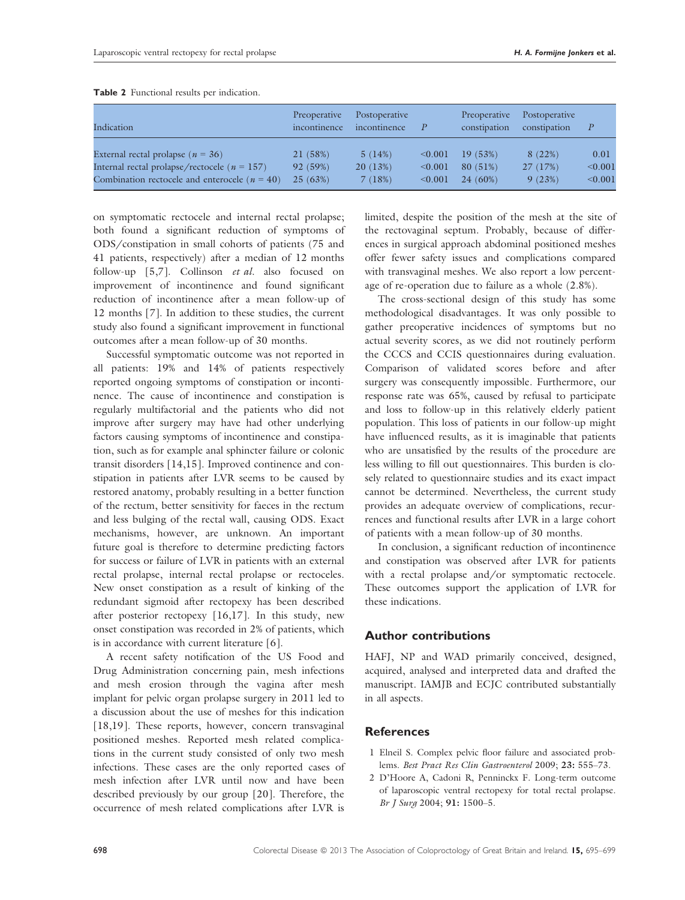**Table 2** Functional results per indication.

| Indication | Preoperative incontinence | Postoperative incontinence | $P$ | Preoperative constipation | Postoperative constipation | $P$ |
|---|---|---|---|---|---|---|
| External rectal prolapse ($n$ = 36) | 21 (58%) | 5 (14%) | <0.001 | 19 (53%) | 8 (22%) | 0.01 |
| Internal rectal prolapse/rectocele ($n$ = 157) | 92 (59%) | 20 (13%) | <0.001 | 80 (51%) | 27 (17%) | <0.001 |
| Combination rectocele and enterocele ($n$ = 40) | 25 (63%) | 7 (18%) | <0.001 | 24 (60%) | 9 (23%) | <0.001 |

on symptomatic rectocele and internal rectal prolapse; both found a significant reduction of symptoms of ODS/constipation in small cohorts of patients (75 and 41 patients, respectively) after a median of 12 months follow-up [5,7]. Collinson *et al.* also focused on improvement of incontinence and found significant reduction of incontinence after a mean follow-up of 12 months [7]. In addition to these studies, the current study also found a significant improvement in functional outcomes after a mean follow-up of 30 months.

Successful symptomatic outcome was not reported in all patients: 19% and 14% of patients respectively reported ongoing symptoms of constipation or incontinence. The cause of incontinence and constipation is regularly multifactorial and the patients who did not improve after surgery may have had other underlying factors causing symptoms of incontinence and constipation, such as for example anal sphincter failure or colonic transit disorders [14,15]. Improved continence and constipation in patients after LVR seems to be caused by restored anatomy, probably resulting in a better function of the rectum, better sensitivity for faeces in the rectum and less bulging of the rectal wall, causing ODS. Exact mechanisms, however, are unknown. An important future goal is therefore to determine predicting factors for success or failure of LVR in patients with an external rectal prolapse, internal rectal prolapse or rectoceles. New onset constipation as a result of kinking of the redundant sigmoid after rectopexy has been described after posterior rectopexy [16,17]. In this study, new onset constipation was recorded in 2% of patients, which is in accordance with current literature [6].

A recent safety notification of the US Food and Drug Administration concerning pain, mesh infections and mesh erosion through the vagina after mesh implant for pelvic organ prolapse surgery in 2011 led to a discussion about the use of meshes for this indication [18,19]. These reports, however, concern transvaginal positioned meshes. Reported mesh related complications in the current study consisted of only two mesh infections. These cases are the only reported cases of mesh infection after LVR until now and have been described previously by our group [20]. Therefore, the occurrence of mesh related complications after LVR is limited, despite the position of the mesh at the site of the rectovaginal septum. Probably, because of differences in surgical approach abdominal positioned meshes offer fewer safety issues and complications compared with transvaginal meshes. We also report a low percentage of re-operation due to failure as a whole (2.8%).

The cross-sectional design of this study has some methodological disadvantages. It was only possible to gather preoperative incidences of symptoms but no actual severity scores, as we did not routinely perform the CCCS and CCIS questionnaires during evaluation. Comparison of validated scores before and after surgery was consequently impossible. Furthermore, our response rate was 65%, caused by refusal to participate and loss to follow-up in this relatively elderly patient population. This loss of patients in our follow-up might have influenced results, as it is imaginable that patients who are unsatisfied by the results of the procedure are less willing to fill out questionnaires. This burden is closely related to questionnaire studies and its exact impact cannot be determined. Nevertheless, the current study provides an adequate overview of complications, recurrences and functional results after LVR in a large cohort of patients with a mean follow-up of 30 months.

In conclusion, a significant reduction of incontinence and constipation was observed after LVR for patients with a rectal prolapse and/or symptomatic rectocele. These outcomes support the application of LVR for these indications.

## Author contributions

HAFJ, NP and WAD primarily conceived, designed, acquired, analysed and interpreted data and drafted the manuscript. IAMJB and ECJC contributed substantially in all aspects.

## References

1 Elneil S. Complex pelvic floor failure and associated problems. *Best Pract Res Clin Gastroenterol* 2009; **23:** 555–73.

2 D'Hoore A, Cadoni R, Penninckx F. Long-term outcome of laparoscopic ventral rectopexy for total rectal prolapse. *Br J Surg* 2004; **91:** 1500–5.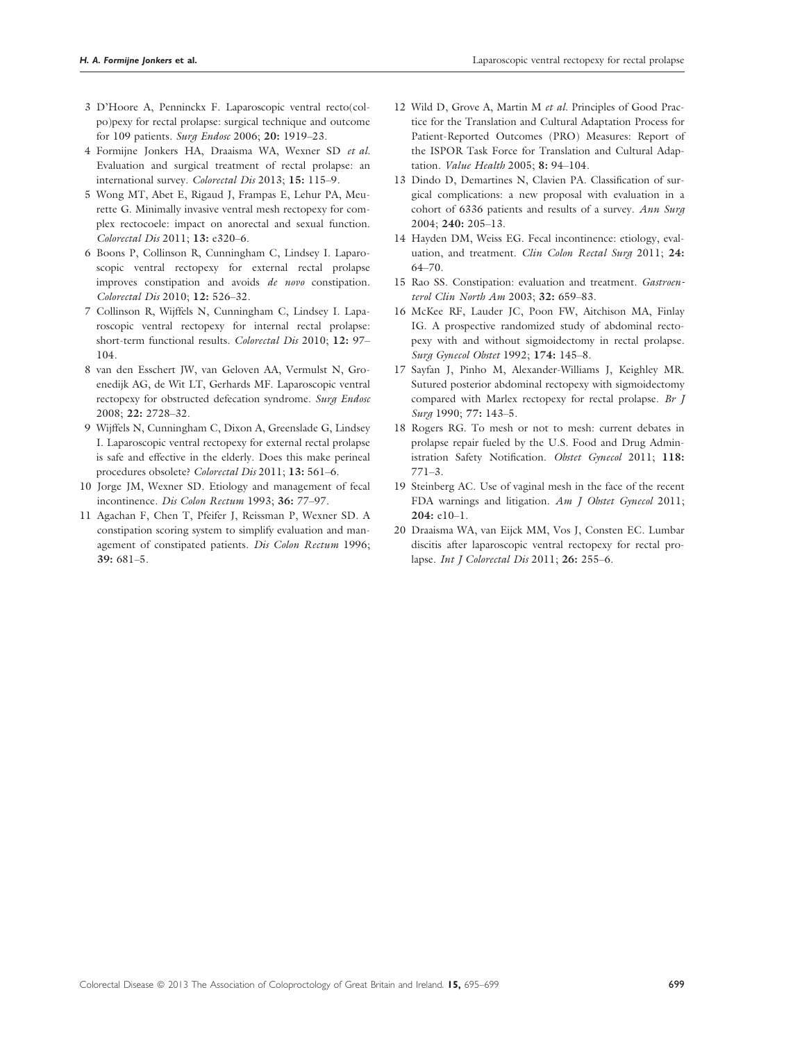3 D'Hoore A, Penninckx F. Laparoscopic ventral recto(colpo)pexy for rectal prolapse: surgical technique and outcome for 109 patients. *Surg Endosc* 2006; **20:** 1919–23.

4 Formijne Jonkers HA, Draaisma WA, Wexner SD *et al.* Evaluation and surgical treatment of rectal prolapse: an international survey. *Colorectal Dis* 2013; **15:** 115–9.

5 Wong MT, Abet E, Rigaud J, Frampas E, Lehur PA, Meurette G. Minimally invasive ventral mesh rectopexy for complex rectocoele: impact on anorectal and sexual function. *Colorectal Dis* 2011; **13:** e320–6.

6 Boons P, Collinson R, Cunningham C, Lindsey I. Laparoscopic ventral rectopexy for external rectal prolapse improves constipation and avoids *de novo* constipation. *Colorectal Dis* 2010; **12:** 526–32.

7 Collinson R, Wijffels N, Cunningham C, Lindsey I. Laparoscopic ventral rectopexy for internal rectal prolapse: short-term functional results. *Colorectal Dis* 2010; **12:** 97–104.

8 van den Esschert JW, van Geloven AA, Vermulst N, Groenedijk AG, de Wit LT, Gerhards MF. Laparoscopic ventral rectopexy for obstructed defecation syndrome. *Surg Endosc* 2008; **22:** 2728–32.

9 Wijffels N, Cunningham C, Dixon A, Greenslade G, Lindsey I. Laparoscopic ventral rectopexy for external rectal prolapse is safe and effective in the elderly. Does this make perineal procedures obsolete? *Colorectal Dis* 2011; **13:** 561–6.

10 Jorge JM, Wexner SD. Etiology and management of fecal incontinence. *Dis Colon Rectum* 1993; **36:** 77–97.

11 Agachan F, Chen T, Pfeifer J, Reissman P, Wexner SD. A constipation scoring system to simplify evaluation and management of constipated patients. *Dis Colon Rectum* 1996; **39:** 681–5.

12 Wild D, Grove A, Martin M *et al.* Principles of Good Practice for the Translation and Cultural Adaptation Process for Patient-Reported Outcomes (PRO) Measures: Report of the ISPOR Task Force for Translation and Cultural Adaptation. *Value Health* 2005; **8:** 94–104.

13 Dindo D, Demartines N, Clavien PA. Classification of surgical complications: a new proposal with evaluation in a cohort of 6336 patients and results of a survey. *Ann Surg* 2004; **240:** 205–13.

14 Hayden DM, Weiss EG. Fecal incontinence: etiology, evaluation, and treatment. *Clin Colon Rectal Surg* 2011; **24:** 64–70.

15 Rao SS. Constipation: evaluation and treatment. *Gastroenterol Clin North Am* 2003; **32:** 659–83.

16 McKee RF, Lauder JC, Poon FW, Aitchison MA, Finlay IG. A prospective randomized study of abdominal rectopexy with and without sigmoidectomy in rectal prolapse. *Surg Gynecol Obstet* 1992; **174:** 145–8.

17 Sayfan J, Pinho M, Alexander-Williams J, Keighley MR. Sutured posterior abdominal rectopexy with sigmoidectomy compared with Marlex rectopexy for rectal prolapse. *Br J Surg* 1990; **77:** 143–5.

18 Rogers RG. To mesh or not to mesh: current debates in prolapse repair fueled by the U.S. Food and Drug Administration Safety Notification. *Obstet Gynecol* 2011; **118:** 771–3.

19 Steinberg AC. Use of vaginal mesh in the face of the recent FDA warnings and litigation. *Am J Obstet Gynecol* 2011; **204:** e10–1.

20 Draaisma WA, van Eijck MM, Vos J, Consten EC. Lumbar discitis after laparoscopic ventral rectopexy for rectal prolapse. *Int J Colorectal Dis* 2011; **26:** 255–6.